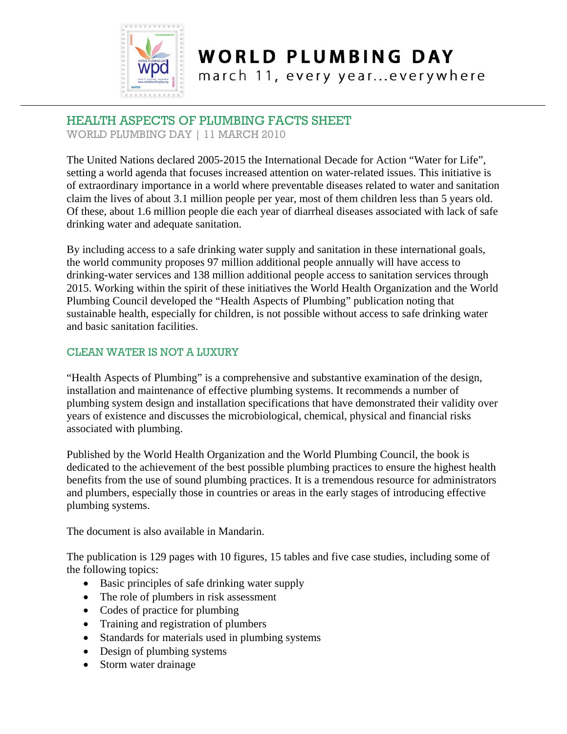# WORLD PLUMBING DAY

march 11, every year...everywhere

## HEALTH ASPECTS OF PLUMBING FACTS SHEET

WORLD PLUMBING DAY | 11 MARCH 2010

The United Nations declared 2005-2015 the International Decade for Action "Water for Life", setting a world agenda that focuses increased attention on water-related issues. This initiative is of extraordinary importance in a world where preventable diseases related to water and sanitation claim the lives of about 3.1 million people per year, most of them children less than 5 years old. Of these, about 1.6 million people die each year of diarrheal diseases associated with lack of safe drinking water and adequate sanitation.

By including access to a safe drinking water supply and sanitation in these international goals, the world community proposes 97 million additional people annually will have access to drinking-water services and 138 million additional people access to sanitation services through 2015. Working within the spirit of these initiatives the World Health Organization and the World Plumbing Council developed the "Health Aspects of Plumbing" publication noting that sustainable health, especially for children, is not possible without access to safe drinking water and basic sanitation facilities.

## CLEAN WATER IS NOT A LUXURY

"Health Aspects of Plumbing" is a comprehensive and substantive examination of the design, installation and maintenance of effective plumbing systems. It recommends a number of plumbing system design and installation specifications that have demonstrated their validity over years of existence and discusses the microbiological, chemical, physical and financial risks associated with plumbing.

Published by the World Health Organization and the World Plumbing Council, the book is dedicated to the achievement of the best possible plumbing practices to ensure the highest health benefits from the use of sound plumbing practices. It is a tremendous resource for administrators and plumbers, especially those in countries or areas in the early stages of introducing effective plumbing systems.

The document is also available in Mandarin.

The publication is 129 pages with 10 figures, 15 tables and five case studies, including some of the following topics:

- Basic principles of safe drinking water supply
- The role of plumbers in risk assessment
- Codes of practice for plumbing
- Training and registration of plumbers
- Standards for materials used in plumbing systems
- Design of plumbing systems
- Storm water drainage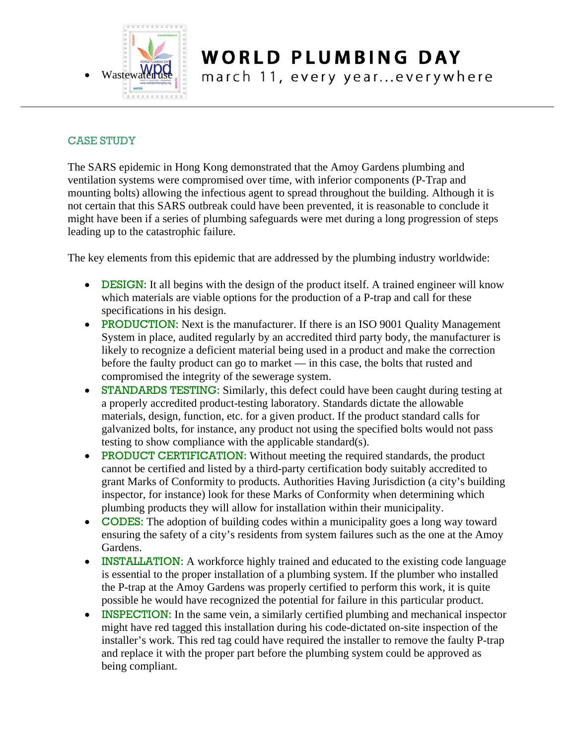- Wastewater use

## CASE STUDY

The SARS epidemic in Hong Kong demonstrated that the Amoy Gardens plumbing and ventilation systems were compromised over time, with inferior components (P-Trap and mounting bolts) allowing the infectious agent to spread throughout the building. Although it is not certain that this SARS outbreak could have been prevented, it is reasonable to conclude it might have been if a series of plumbing safeguards were met during a long progression of steps leading up to the catastrophic failure.

The key elements from this epidemic that are addressed by the plumbing industry worldwide:

- **DESIGN:** It all begins with the design of the product itself. A trained engineer will know which materials are viable options for the production of a P-trap and call for these specifications in his design.
- **PRODUCTION:** Next is the manufacturer. If there is an ISO 9001 Quality Management System in place, audited regularly by an accredited third party body, the manufacturer is likely to recognize a deficient material being used in a product and make the correction before the faulty product can go to market — in this case, the bolts that rusted and compromised the integrity of the sewerage system.
- **STANDARDS TESTING:** Similarly, this defect could have been caught during testing at a properly accredited product-testing laboratory. Standards dictate the allowable materials, design, function, etc. for a given product. If the product standard calls for galvanized bolts, for instance, any product not using the specified bolts would not pass testing to show compliance with the applicable standard(s).
- **PRODUCT CERTIFICATION:** Without meeting the required standards, the product cannot be certified and listed by a third-party certification body suitably accredited to grant Marks of Conformity to products. Authorities Having Jurisdiction (a city's building inspector, for instance) look for these Marks of Conformity when determining which plumbing products they will allow for installation within their municipality.
- **CODES:** The adoption of building codes within a municipality goes a long way toward ensuring the safety of a city's residents from system failures such as the one at the Amoy Gardens.
- **INSTALLATION:** A workforce highly trained and educated to the existing code language is essential to the proper installation of a plumbing system. If the plumber who installed the P-trap at the Amoy Gardens was properly certified to perform this work, it is quite possible he would have recognized the potential for failure in this particular product.
- **INSPECTION:** In the same vein, a similarly certified plumbing and mechanical inspector might have red tagged this installation during his code-dictated on-site inspection of the installer's work. This red tag could have required the installer to remove the faulty P-trap and replace it with the proper part before the plumbing system could be approved as being compliant.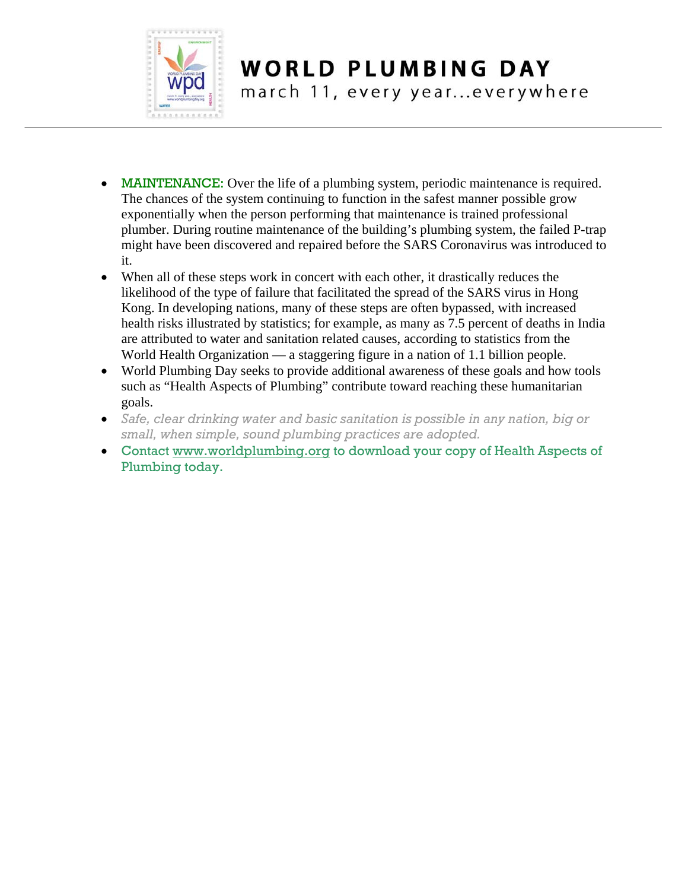# WORLD PLUMBING DAY

march 11, every year...everywhere

- MAINTENANCE: Over the life of a plumbing system, periodic maintenance is required. The chances of the system continuing to function in the safest manner possible grow exponentially when the person performing that maintenance is trained professional plumber. During routine maintenance of the building's plumbing system, the failed P-trap might have been discovered and repaired before the SARS Coronavirus was introduced to it.
- When all of these steps work in concert with each other, it drastically reduces the likelihood of the type of failure that facilitated the spread of the SARS virus in Hong Kong. In developing nations, many of these steps are often bypassed, with increased health risks illustrated by statistics; for example, as many as 7.5 percent of deaths in India are attributed to water and sanitation related causes, according to statistics from the World Health Organization — a staggering figure in a nation of 1.1 billion people.
- World Plumbing Day seeks to provide additional awareness of these goals and how tools such as "Health Aspects of Plumbing" contribute toward reaching these humanitarian goals.
- *Safe, clear drinking water and basic sanitation is possible in any nation, big or small, when simple, sound plumbing practices are adopted.*
- Contact www.worldplumbing.org to download your copy of Health Aspects of Plumbing today.